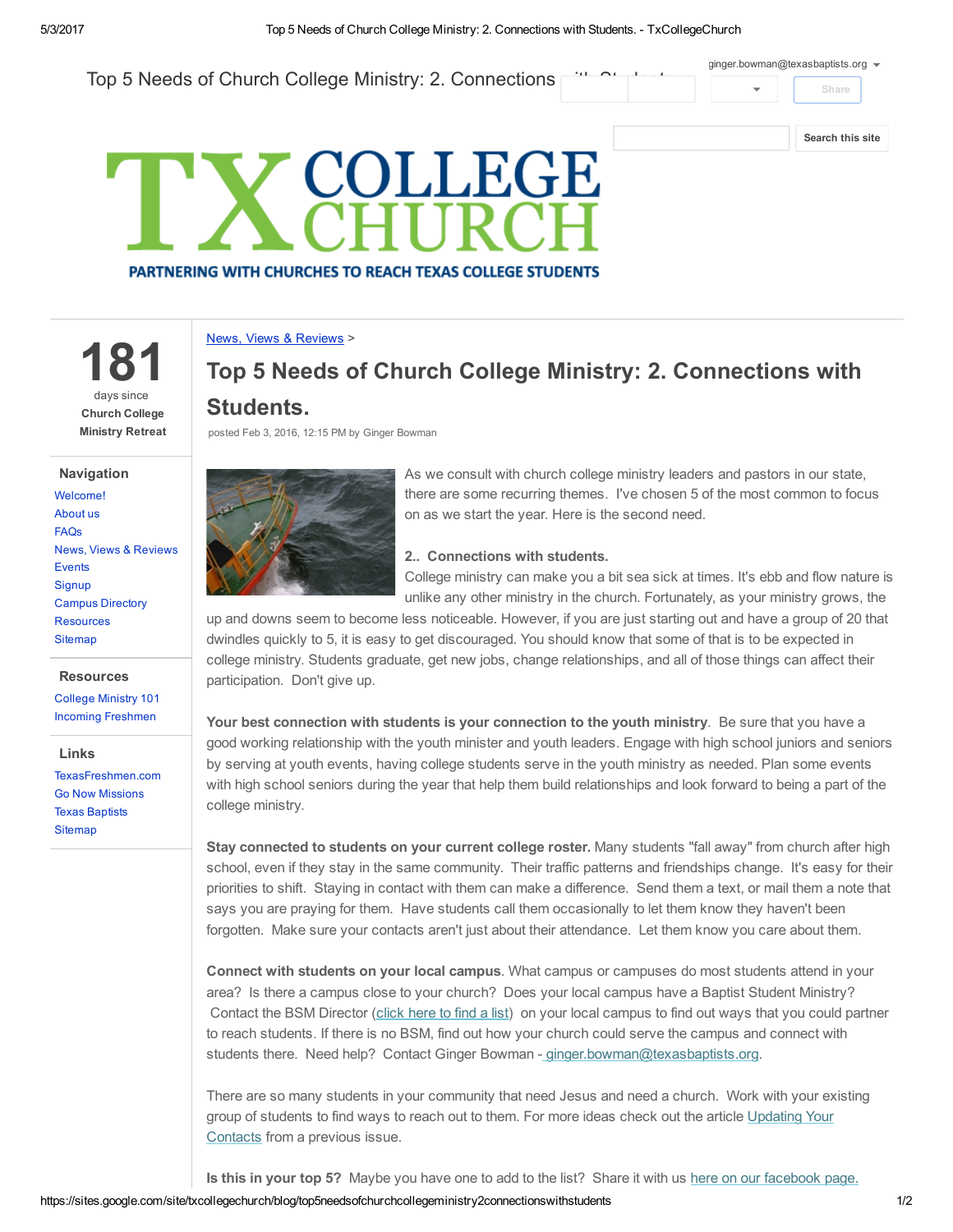# Top 5 Needs of Church College Ministry: 2. Connections with Students.

TX COLLEGE CHURCH

PARTNERING WITH CHURCHES TO REACH TEXAS COLLEGE STUDENTS

181 days since Church College Ministry Retreat

**Navigation**

- Welcome!
- About us
- FAQs
- News, Views & Reviews
- Events
- Signup
- Campus Directory
- Resources
- Sitemap

**Resources**

- College Ministry 101
- Incoming Freshmen

**Links**

- TexasFreshmen.com
- Go Now Missions
- Texas Baptists
- Sitemap

News, Views & Reviews >

## Top 5 Needs of Church College Ministry: 2. Connections with Students.

posted Feb 3, 2016, 12:15 PM by Ginger Bowman

As we consult with church college ministry leaders and pastors in our state, there are some recurring themes. I've chosen 5 of the most common to focus on as we start the year. Here is the second need.

**2.. Connections with students.**

College ministry can make you a bit sea sick at times. It's ebb and flow nature is unlike any other ministry in the church. Fortunately, as your ministry grows, the up and downs seem to become less noticeable. However, if you are just starting out and have a group of 20 that dwindles quickly to 5, it is easy to get discouraged. You should know that some of that is to be expected in college ministry. Students graduate, get new jobs, change relationships, and all of those things can affect their participation. Don't give up.

**Your best connection with students is your connection to the youth ministry**. Be sure that you have a good working relationship with the youth minister and youth leaders. Engage with high school juniors and seniors by serving at youth events, having college students serve in the youth ministry as needed. Plan some events with high school seniors during the year that help them build relationships and look forward to being a part of the college ministry.

**Stay connected to students on your current college roster.** Many students "fall away" from church after high school, even if they stay in the same community. Their traffic patterns and friendships change. It's easy for their priorities to shift. Staying in contact with them can make a difference. Send them a text, or mail them a note that says you are praying for them. Have students call them occasionally to let them know they haven't been forgotten. Make sure your contacts aren't just about their attendance. Let them know you care about them.

**Connect with students on your local campus**. What campus or campuses do most students attend in your area? Is there a campus close to your church? Does your local campus have a Baptist Student Ministry? Contact the BSM Director (click here to find a list) on your local campus to find out ways that you could partner to reach students. If there is no BSM, find out how your church could serve the campus and connect with students there. Need help? Contact Ginger Bowman - ginger.bowman@texasbaptists.org.

There are so many students in your community that need Jesus and need a church. Work with your existing group of students to find ways to reach out to them. For more ideas check out the article Updating Your Contacts from a previous issue.

**Is this in your top 5?** Maybe you have one to add to the list? Share it with us here on our facebook page.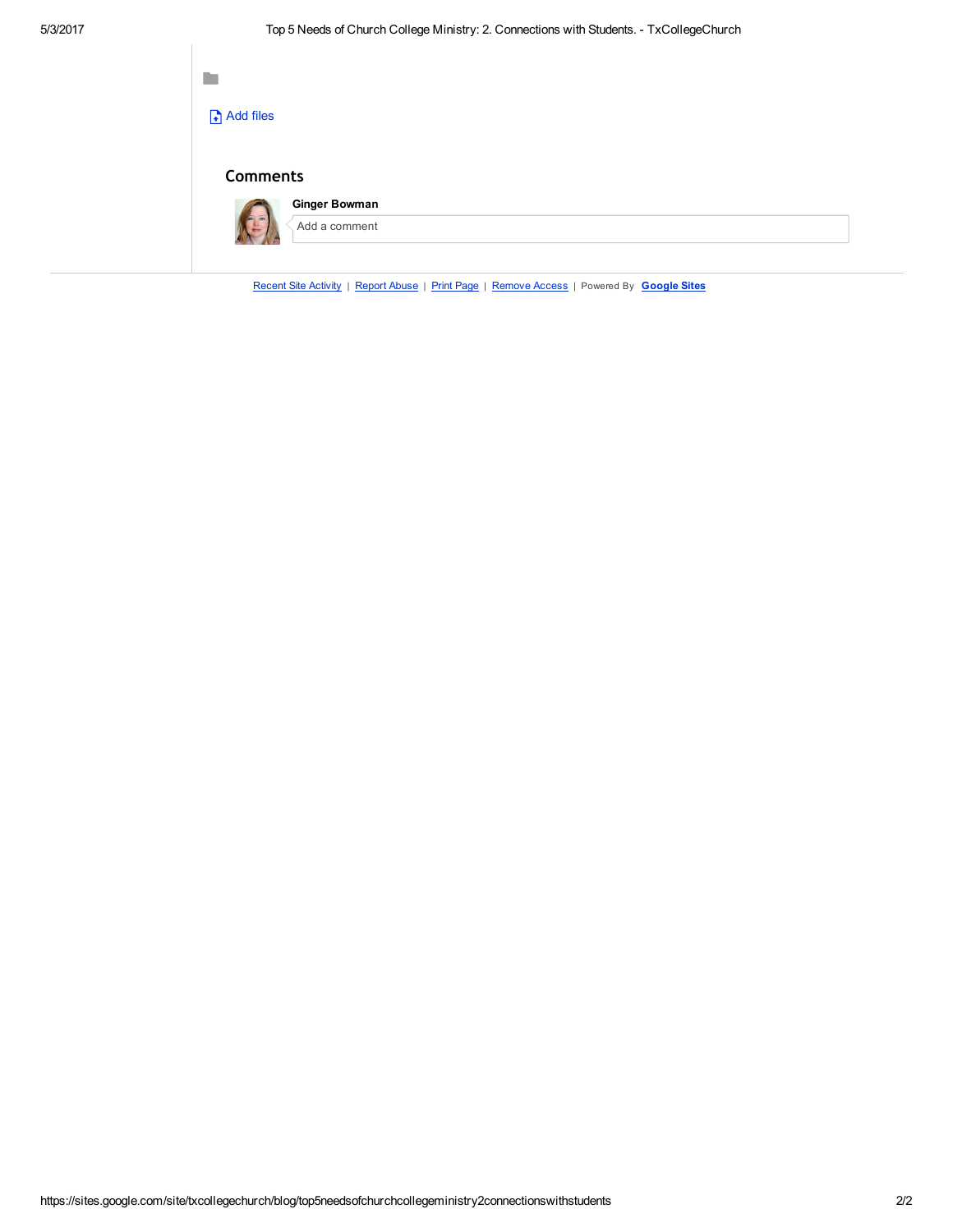Add files

## Comments

**Ginger Bowman**

Add a comment

Recent Site Activity | Report Abuse | Print Page | Remove Access | Powered By **Google Sites**